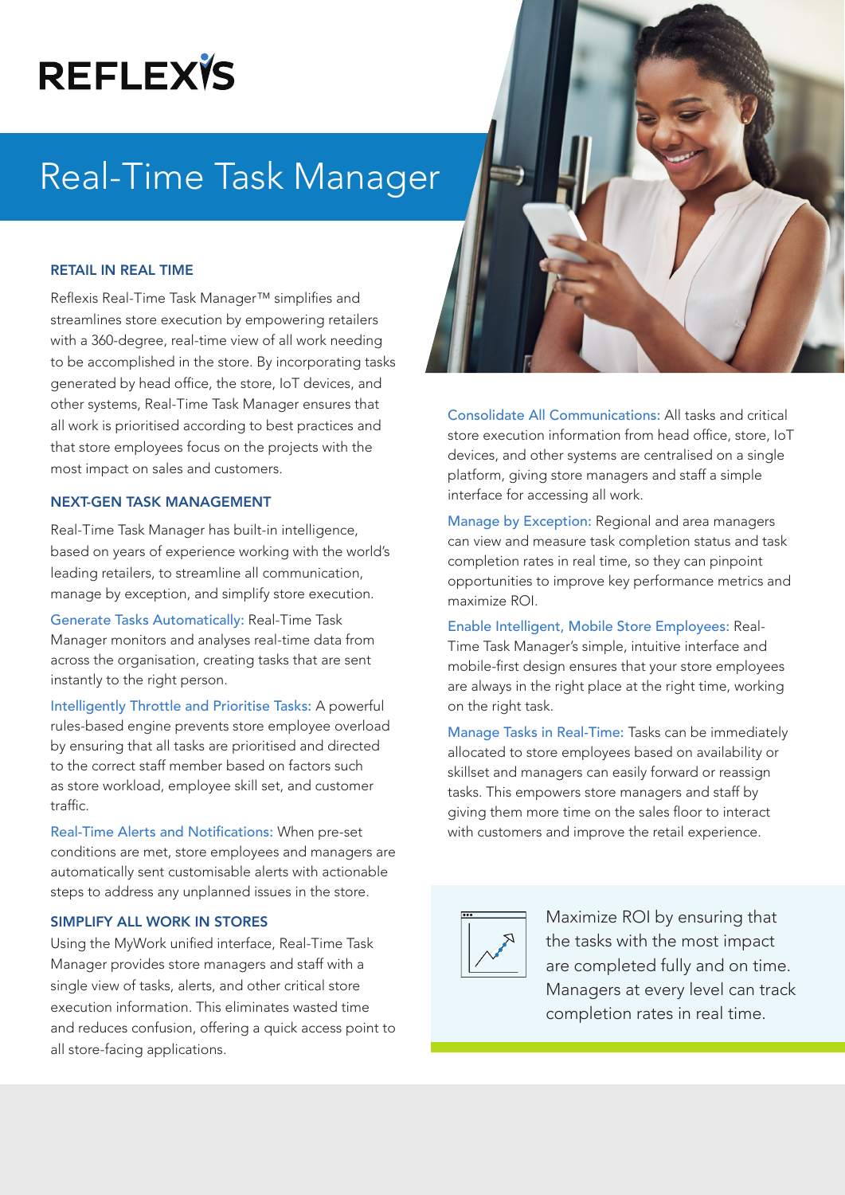# REFLEXIS

# Real-Time Task Manager

## RETAIL IN REAL TIME

Reflexis Real-Time Task Manager™ simplifies and streamlines store execution by empowering retailers with a 360-degree, real-time view of all work needing to be accomplished in the store. By incorporating tasks generated by head office, the store, IoT devices, and other systems, Real-Time Task Manager ensures that all work is prioritised according to best practices and that store employees focus on the projects with the most impact on sales and customers.

## NEXT-GEN TASK MANAGEMENT

Real-Time Task Manager has built-in intelligence, based on years of experience working with the world's leading retailers, to streamline all communication, manage by exception, and simplify store execution.

**Generate Tasks Automatically:** Real-Time Task Manager monitors and analyses real-time data from across the organisation, creating tasks that are sent instantly to the right person.

**Intelligently Throttle and Prioritise Tasks:** A powerful rules-based engine prevents store employee overload by ensuring that all tasks are prioritised and directed to the correct staff member based on factors such as store workload, employee skill set, and customer traffic.

**Real-Time Alerts and Notifications:** When pre-set conditions are met, store employees and managers are automatically sent customisable alerts with actionable steps to address any unplanned issues in the store.

## SIMPLIFY ALL WORK IN STORES

Using the MyWork unified interface, Real-Time Task Manager provides store managers and staff with a single view of tasks, alerts, and other critical store execution information. This eliminates wasted time and reduces confusion, offering a quick access point to all store-facing applications.

**Consolidate All Communications:** All tasks and critical store execution information from head office, store, IoT devices, and other systems are centralised on a single platform, giving store managers and staff a simple interface for accessing all work.

**Manage by Exception:** Regional and area managers can view and measure task completion status and task completion rates in real time, so they can pinpoint opportunities to improve key performance metrics and maximize ROI.

**Enable Intelligent, Mobile Store Employees:** Real-Time Task Manager's simple, intuitive interface and mobile-first design ensures that your store employees are always in the right place at the right time, working on the right task.

**Manage Tasks in Real-Time:** Tasks can be immediately allocated to store employees based on availability or skillset and managers can easily forward or reassign tasks. This empowers store managers and staff by giving them more time on the sales floor to interact with customers and improve the retail experience.

Maximize ROI by ensuring that the tasks with the most impact are completed fully and on time. Managers at every level can track completion rates in real time.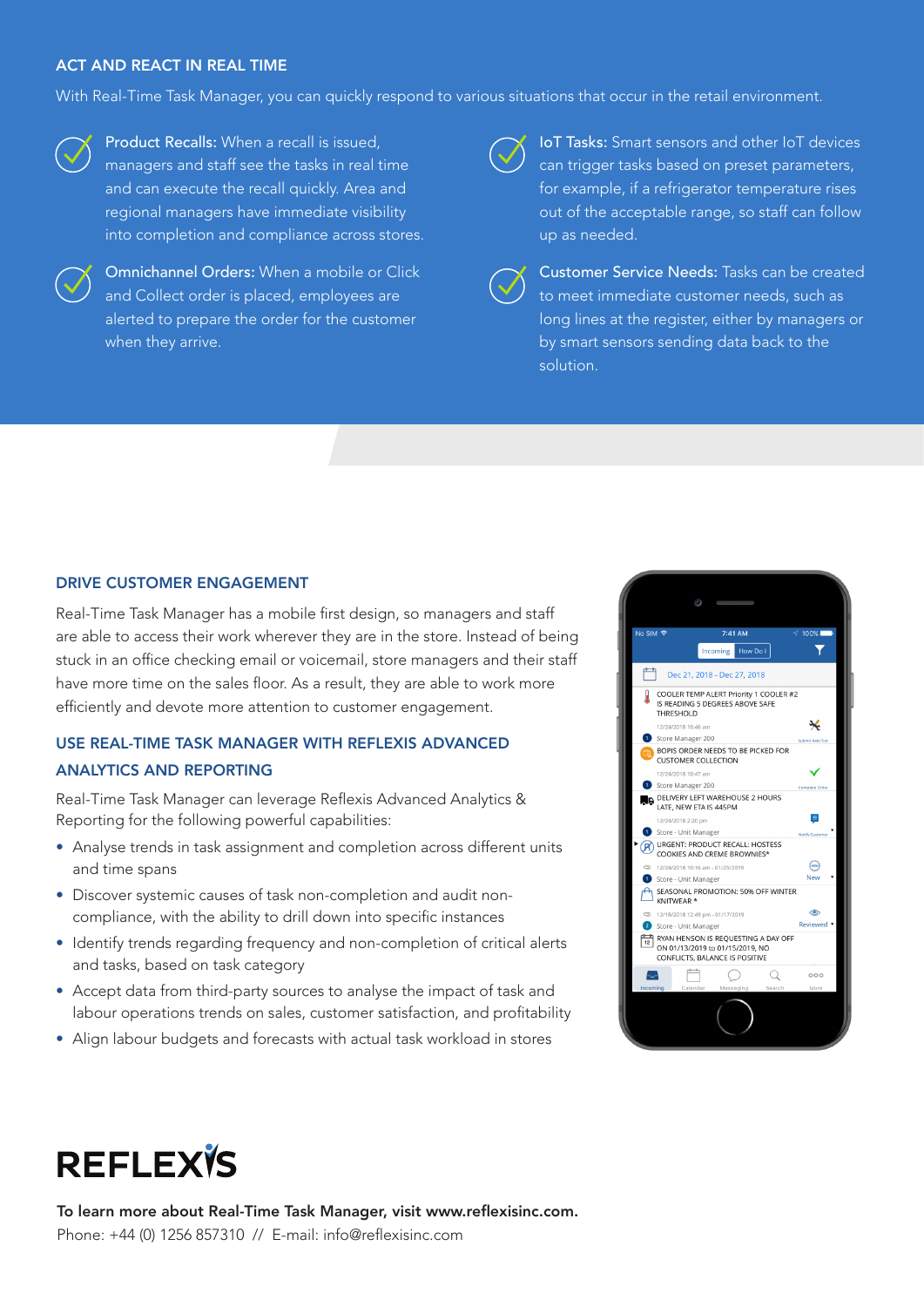## ACT AND REACT IN REAL TIME

With Real-Time Task Manager, you can quickly respond to various situations that occur in the retail environment.

- **Product Recalls:** When a recall is issued, managers and staff see the tasks in real time and can execute the recall quickly. Area and regional managers have immediate visibility into completion and compliance across stores.
- **Omnichannel Orders:** When a mobile or Click and Collect order is placed, employees are alerted to prepare the order for the customer when they arrive.
- **IoT Tasks:** Smart sensors and other IoT devices can trigger tasks based on preset parameters, for example, if a refrigerator temperature rises out of the acceptable range, so staff can follow up as needed.
- **Customer Service Needs:** Tasks can be created to meet immediate customer needs, such as long lines at the register, either by managers or by smart sensors sending data back to the solution.

## DRIVE CUSTOMER ENGAGEMENT

Real-Time Task Manager has a mobile first design, so managers and staff are able to access their work wherever they are in the store. Instead of being stuck in an office checking email or voicemail, store managers and their staff have more time on the sales floor. As a result, they are able to work more efficiently and devote more attention to customer engagement.

## USE REAL-TIME TASK MANAGER WITH REFLEXIS ADVANCED ANALYTICS AND REPORTING

Real-Time Task Manager can leverage Reflexis Advanced Analytics & Reporting for the following powerful capabilities:

- Analyse trends in task assignment and completion across different units and time spans
- Discover systemic causes of task non-completion and audit non-compliance, with the ability to drill down into specific instances
- Identify trends regarding frequency and non-completion of critical alerts and tasks, based on task category
- Accept data from third-party sources to analyse the impact of task and labour operations trends on sales, customer satisfaction, and profitability
- Align labour budgets and forecasts with actual task workload in stores

REFLEXIS

**To learn more about Real-Time Task Manager, visit www.reflexisinc.com.**
Phone: +44 (0) 1256 857310 // E-mail: info@reflexisinc.com